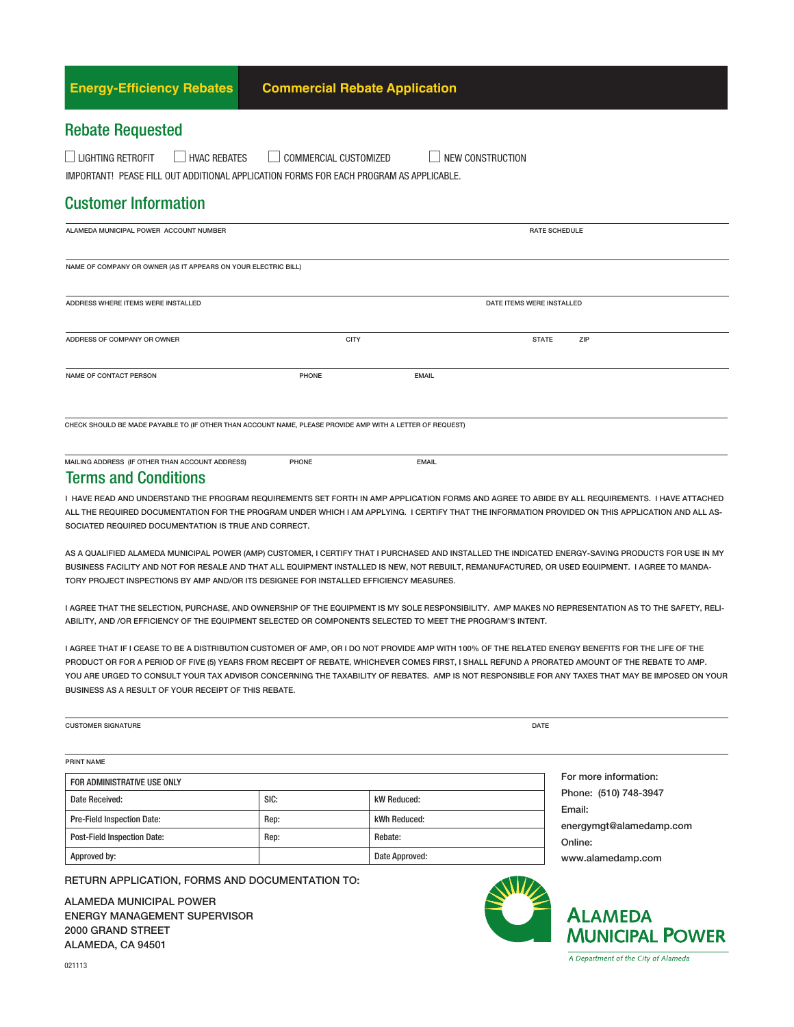**Energy-Efficiency Rebates** **Commercial Rebate Application**

## Rebate Requested

☐ LIGHTING RETROFIT ☐ HVAC REBATES ☐ COMMERCIAL CUSTOMIZED ☐ NEW CONSTRUCTION

IMPORTANT! PEASE FILL OUT ADDITIONAL APPLICATION FORMS FOR EACH PROGRAM AS APPLICABLE.

## Customer Information

ALAMEDA MUNICIPAL POWER ACCOUNT NUMBER | RATE SCHEDULE

NAME OF COMPANY OR OWNER (AS IT APPEARS ON YOUR ELECTRIC BILL)

ADDRESS WHERE ITEMS WERE INSTALLED | DATE ITEMS WERE INSTALLED

ADDRESS OF COMPANY OR OWNER | CITY | STATE | ZIP

NAME OF CONTACT PERSON | PHONE | EMAIL

CHECK SHOULD BE MADE PAYABLE TO (IF OTHER THAN ACCOUNT NAME, PLEASE PROVIDE AMP WITH A LETTER OF REQUEST)

MAILING ADDRESS (IF OTHER THAN ACCOUNT ADDRESS) | PHONE | EMAIL

## Terms and Conditions

I HAVE READ AND UNDERSTAND THE PROGRAM REQUIREMENTS SET FORTH IN AMP APPLICATION FORMS AND AGREE TO ABIDE BY ALL REQUIREMENTS. I HAVE ATTACHED ALL THE REQUIRED DOCUMENTATION FOR THE PROGRAM UNDER WHICH I AM APPLYING. I CERTIFY THAT THE INFORMATION PROVIDED ON THIS APPLICATION AND ALL ASSOCIATED REQUIRED DOCUMENTATION IS TRUE AND CORRECT.

AS A QUALIFIED ALAMEDA MUNICIPAL POWER (AMP) CUSTOMER, I CERTIFY THAT I PURCHASED AND INSTALLED THE INDICATED ENERGY-SAVING PRODUCTS FOR USE IN MY BUSINESS FACILITY AND NOT FOR RESALE AND THAT ALL EQUIPMENT INSTALLED IS NEW, NOT REBUILT, REMANUFACTURED, OR USED EQUIPMENT. I AGREE TO MANDATORY PROJECT INSPECTIONS BY AMP AND/OR ITS DESIGNEE FOR INSTALLED EFFICIENCY MEASURES.

I AGREE THAT THE SELECTION, PURCHASE, AND OWNERSHIP OF THE EQUIPMENT IS MY SOLE RESPONSIBILITY. AMP MAKES NO REPRESENTATION AS TO THE SAFETY, RELIABILITY, AND /OR EFFICIENCY OF THE EQUIPMENT SELECTED OR COMPONENTS SELECTED TO MEET THE PROGRAM'S INTENT.

I AGREE THAT IF I CEASE TO BE A DISTRIBUTION CUSTOMER OF AMP, OR I DO NOT PROVIDE AMP WITH 100% OF THE RELATED ENERGY BENEFITS FOR THE LIFE OF THE PRODUCT OR FOR A PERIOD OF FIVE (5) YEARS FROM RECEIPT OF REBATE, WHICHEVER COMES FIRST, I SHALL REFUND A PRORATED AMOUNT OF THE REBATE TO AMP. YOU ARE URGED TO CONSULT YOUR TAX ADVISOR CONCERNING THE TAXABILITY OF REBATES. AMP IS NOT RESPONSIBLE FOR ANY TAXES THAT MAY BE IMPOSED ON YOUR BUSINESS AS A RESULT OF YOUR RECEIPT OF THIS REBATE.

CUSTOMER SIGNATURE | DATE

PRINT NAME

| FOR ADMINISTRATIVE USE ONLY | | |
|---|---|---|
| Date Received: | SIC: | kW Reduced: |
| Pre-Field Inspection Date: | Rep: | kWh Reduced: |
| Post-Field Inspection Date: | Rep: | Rebate: |
| Approved by: | | Date Approved: |

For more information:
Phone: (510) 748-3947
Email:
energymgt@alamedamp.com
Online:
www.alamedamp.com

**RETURN APPLICATION, FORMS AND DOCUMENTATION TO:**

ALAMEDA MUNICIPAL POWER
ENERGY MANAGEMENT SUPERVISOR
2000 GRAND STREET
ALAMEDA, CA 94501

**ALAMEDA MUNICIPAL POWER**
*A Department of the City of Alameda*

021113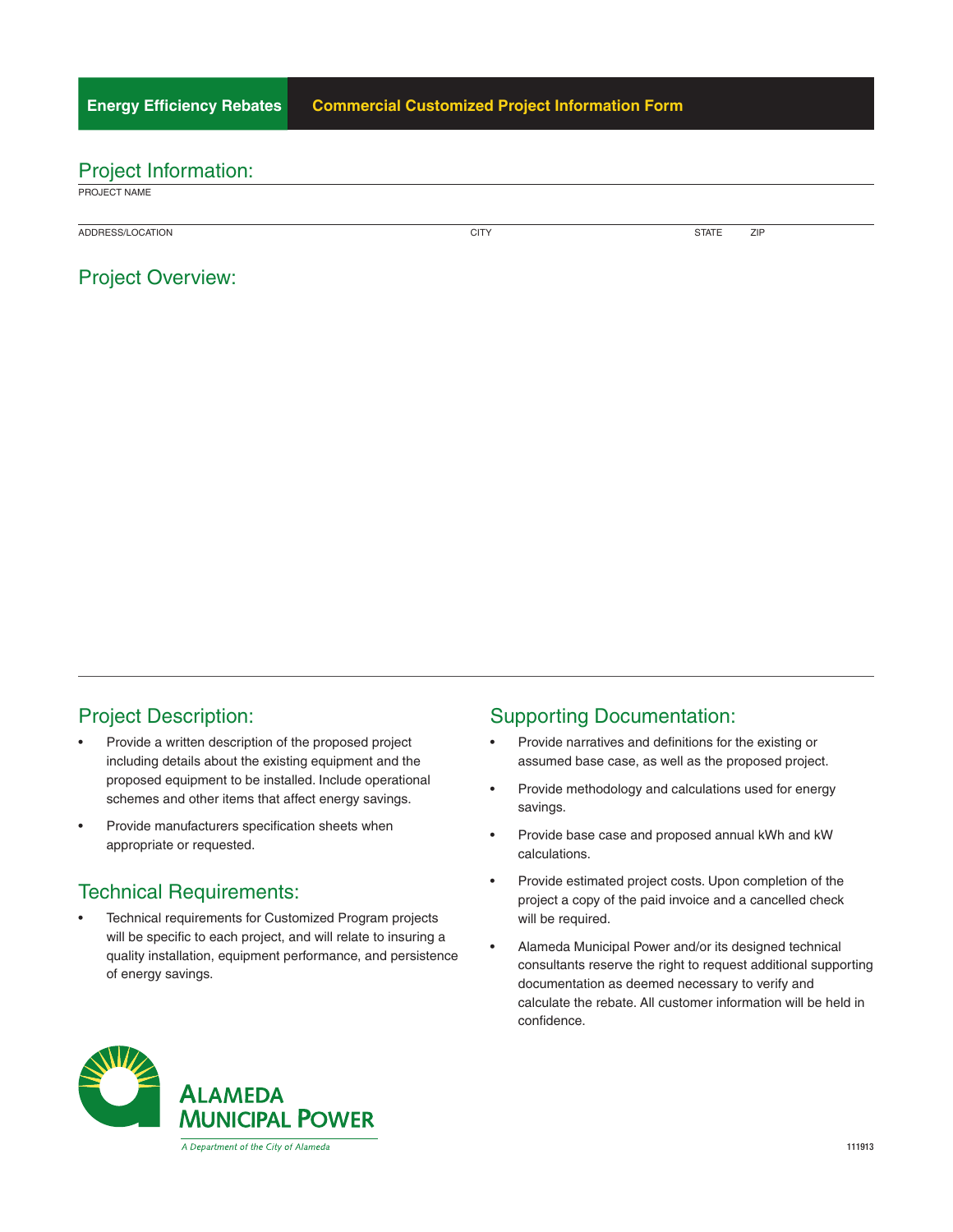**Energy Efficiency Rebates** **Commercial Customized Project Information Form**

## Project Information:

PROJECT NAME

ADDRESS/LOCATION CITY STATE ZIP

## Project Overview:

## Project Description:

- Provide a written description of the proposed project including details about the existing equipment and the proposed equipment to be installed. Include operational schemes and other items that affect energy savings.
- Provide manufacturers specification sheets when appropriate or requested.

## Technical Requirements:

- Technical requirements for Customized Program projects will be specific to each project, and will relate to insuring a quality installation, equipment performance, and persistence of energy savings.

## Supporting Documentation:

- Provide narratives and definitions for the existing or assumed base case, as well as the proposed project.
- Provide methodology and calculations used for energy savings.
- Provide base case and proposed annual kWh and kW calculations.
- Provide estimated project costs. Upon completion of the project a copy of the paid invoice and a cancelled check will be required.
- Alameda Municipal Power and/or its designed technical consultants reserve the right to request additional supporting documentation as deemed necessary to verify and calculate the rebate. All customer information will be held in confidence.

ALAMEDA MUNICIPAL POWER

*A Department of the City of Alameda*

111913